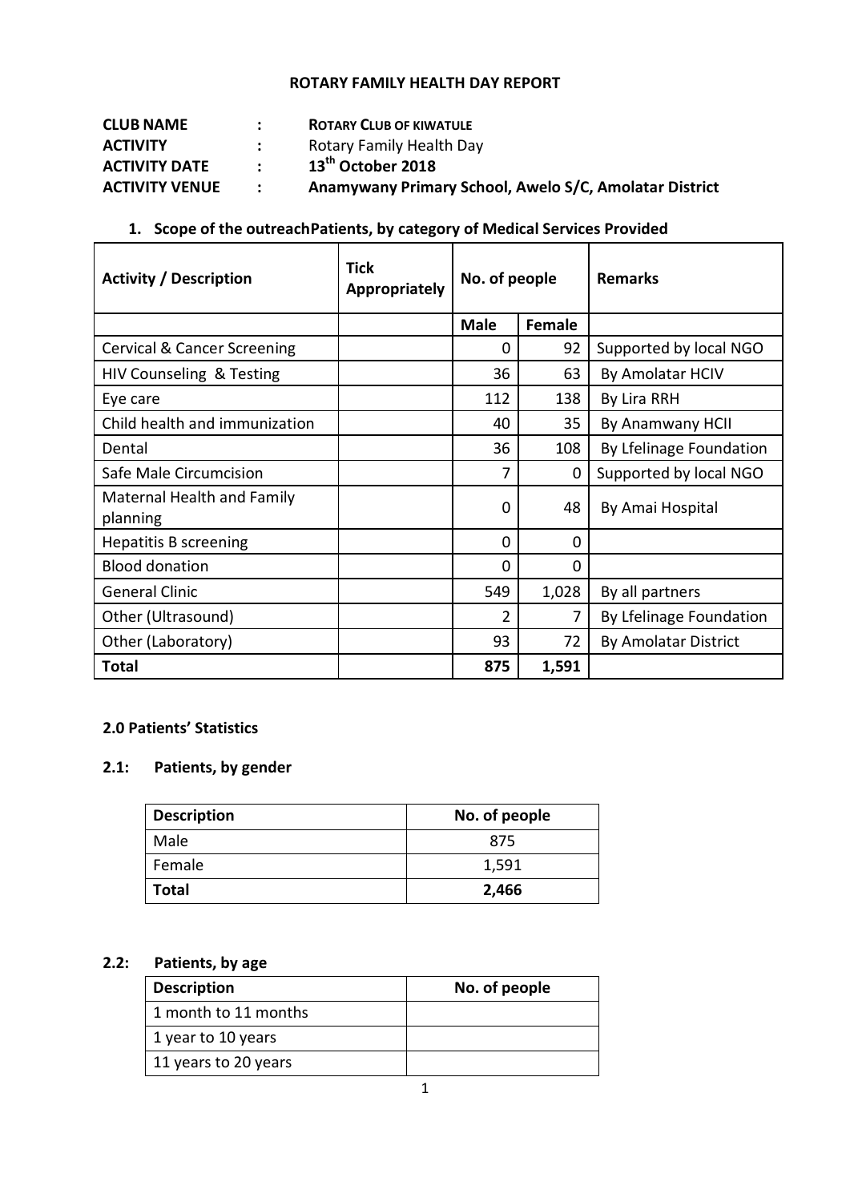# ROTARY FAMILY HEALTH DAY REPORT

| | | |
|---|---|---|
| **CLUB NAME** | : | **ROTARY CLUB OF KIWATULE** |
| **ACTIVITY** | : | Rotary Family Health Day |
| **ACTIVITY DATE** | : | **13th October 2018** |
| **ACTIVITY VENUE** | : | **Anamywany Primary School, Awelo S/C, Amolatar District** |

## 1. Scope of the outreachPatients, by category of Medical Services Provided

| Activity / Description | Tick Appropriately | No. of people | | Remarks |
|---|---|---|---|---|
| | | **Male** | **Female** | |
| Cervical & Cancer Screening | | 0 | 92 | Supported by local NGO |
| HIV Counseling & Testing | | 36 | 63 | By Amolatar HCIV |
| Eye care | | 112 | 138 | By Lira RRH |
| Child health and immunization | | 40 | 35 | By Anamwany HCII |
| Dental | | 36 | 108 | By Lfelinage Foundation |
| Safe Male Circumcision | | 7 | 0 | Supported by local NGO |
| Maternal Health and Family planning | | 0 | 48 | By Amai Hospital |
| Hepatitis B screening | | 0 | 0 | |
| Blood donation | | 0 | 0 | |
| General Clinic | | 549 | 1,028 | By all partners |
| Other (Ultrasound) | | 2 | 7 | By Lfelinage Foundation |
| Other (Laboratory) | | 93 | 72 | By Amolatar District |
| **Total** | | **875** | **1,591** | |

## 2.0 Patients' Statistics

### 2.1: Patients, by gender

| Description | No. of people |
|---|---|
| Male | 875 |
| Female | 1,591 |
| **Total** | **2,466** |

### 2.2: Patients, by age

| Description | No. of people |
|---|---|
| 1 month to 11 months | |
| 1 year to 10 years | |
| 11 years to 20 years | |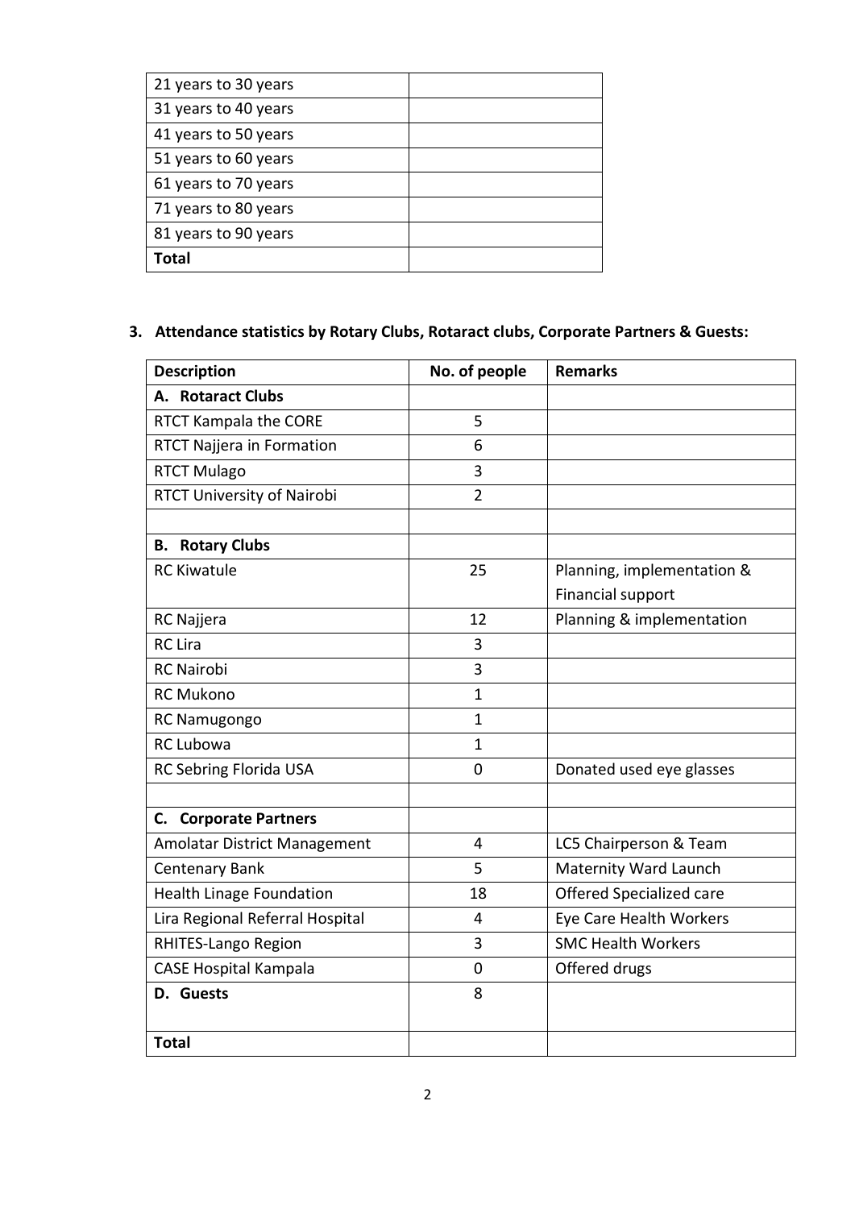| | |
|---|---|
| 21 years to 30 years | |
| 31 years to 40 years | |
| 41 years to 50 years | |
| 51 years to 60 years | |
| 61 years to 70 years | |
| 71 years to 80 years | |
| 81 years to 90 years | |
| **Total** | |

### 3. Attendance statistics by Rotary Clubs, Rotaract clubs, Corporate Partners & Guests:

| Description | No. of people | Remarks |
|---|---|---|
| **A. Rotaract Clubs** | | |
| RTCT Kampala the CORE | 5 | |
| RTCT Najjera in Formation | 6 | |
| RTCT Mulago | 3 | |
| RTCT University of Nairobi | 2 | |
| | | |
| **B. Rotary Clubs** | | |
| RC Kiwatule | 25 | Planning, implementation & Financial support |
| RC Najjera | 12 | Planning & implementation |
| RC Lira | 3 | |
| RC Nairobi | 3 | |
| RC Mukono | 1 | |
| RC Namugongo | 1 | |
| RC Lubowa | 1 | |
| RC Sebring Florida USA | 0 | Donated used eye glasses |
| | | |
| **C. Corporate Partners** | | |
| Amolatar District Management | 4 | LC5 Chairperson & Team |
| Centenary Bank | 5 | Maternity Ward Launch |
| Health Linage Foundation | 18 | Offered Specialized care |
| Lira Regional Referral Hospital | 4 | Eye Care Health Workers |
| RHITES-Lango Region | 3 | SMC Health Workers |
| CASE Hospital Kampala | 0 | Offered drugs |
| **D. Guests** | 8 | |
| **Total** | | |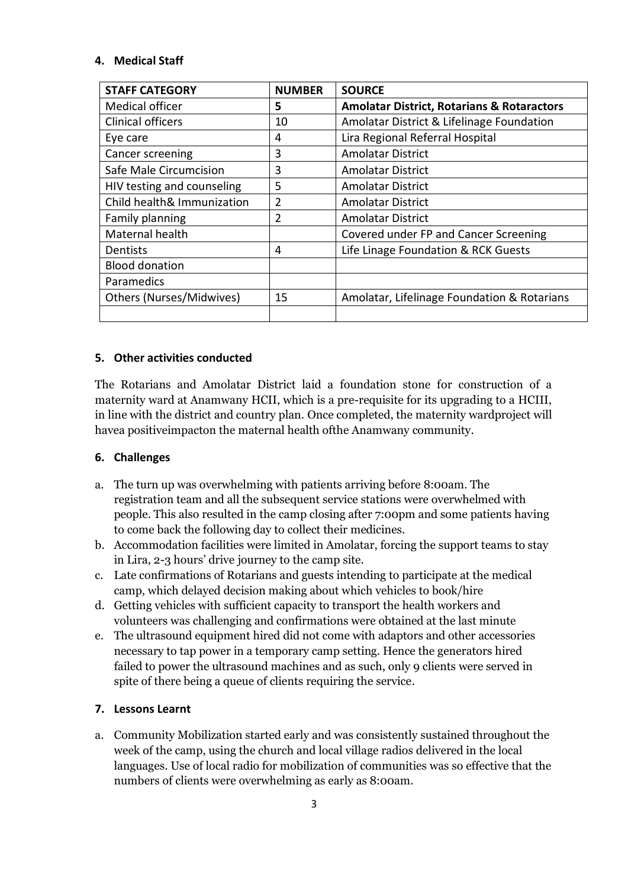**4. Medical Staff**

| STAFF CATEGORY | NUMBER | SOURCE |
| --- | --- | --- |
| Medical officer | **5** | **Amolatar District, Rotarians & Rotaractors** |
| Clinical officers | 10 | Amolatar District & Lifelinage Foundation |
| Eye care | 4 | Lira Regional Referral Hospital |
| Cancer screening | 3 | Amolatar District |
| Safe Male Circumcision | 3 | Amolatar District |
| HIV testing and counseling | 5 | Amolatar District |
| Child health& Immunization | 2 | Amolatar District |
| Family planning | 2 | Amolatar District |
| Maternal health | | Covered under FP and Cancer Screening |
| Dentists | 4 | Life Linage Foundation & RCK Guests |
| Blood donation | | |
| Paramedics | | |
| Others (Nurses/Midwives) | 15 | Amolatar, Lifelinage Foundation & Rotarians |
| | | |

**5. Other activities conducted**

The Rotarians and Amolatar District laid a foundation stone for construction of a maternity ward at Anamwany HCII, which is a pre-requisite for its upgrading to a HCIII, in line with the district and country plan. Once completed, the maternity wardproject will havea positiveimpacton the maternal health ofthe Anamwany community.

**6. Challenges**

a. The turn up was overwhelming with patients arriving before 8:00am. The registration team and all the subsequent service stations were overwhelmed with people. This also resulted in the camp closing after 7:00pm and some patients having to come back the following day to collect their medicines.
b. Accommodation facilities were limited in Amolatar, forcing the support teams to stay in Lira, 2-3 hours' drive journey to the camp site.
c. Late confirmations of Rotarians and guests intending to participate at the medical camp, which delayed decision making about which vehicles to book/hire
d. Getting vehicles with sufficient capacity to transport the health workers and volunteers was challenging and confirmations were obtained at the last minute
e. The ultrasound equipment hired did not come with adaptors and other accessories necessary to tap power in a temporary camp setting. Hence the generators hired failed to power the ultrasound machines and as such, only 9 clients were served in spite of there being a queue of clients requiring the service.

**7. Lessons Learnt**

a. Community Mobilization started early and was consistently sustained throughout the week of the camp, using the church and local village radios delivered in the local languages. Use of local radio for mobilization of communities was so effective that the numbers of clients were overwhelming as early as 8:00am.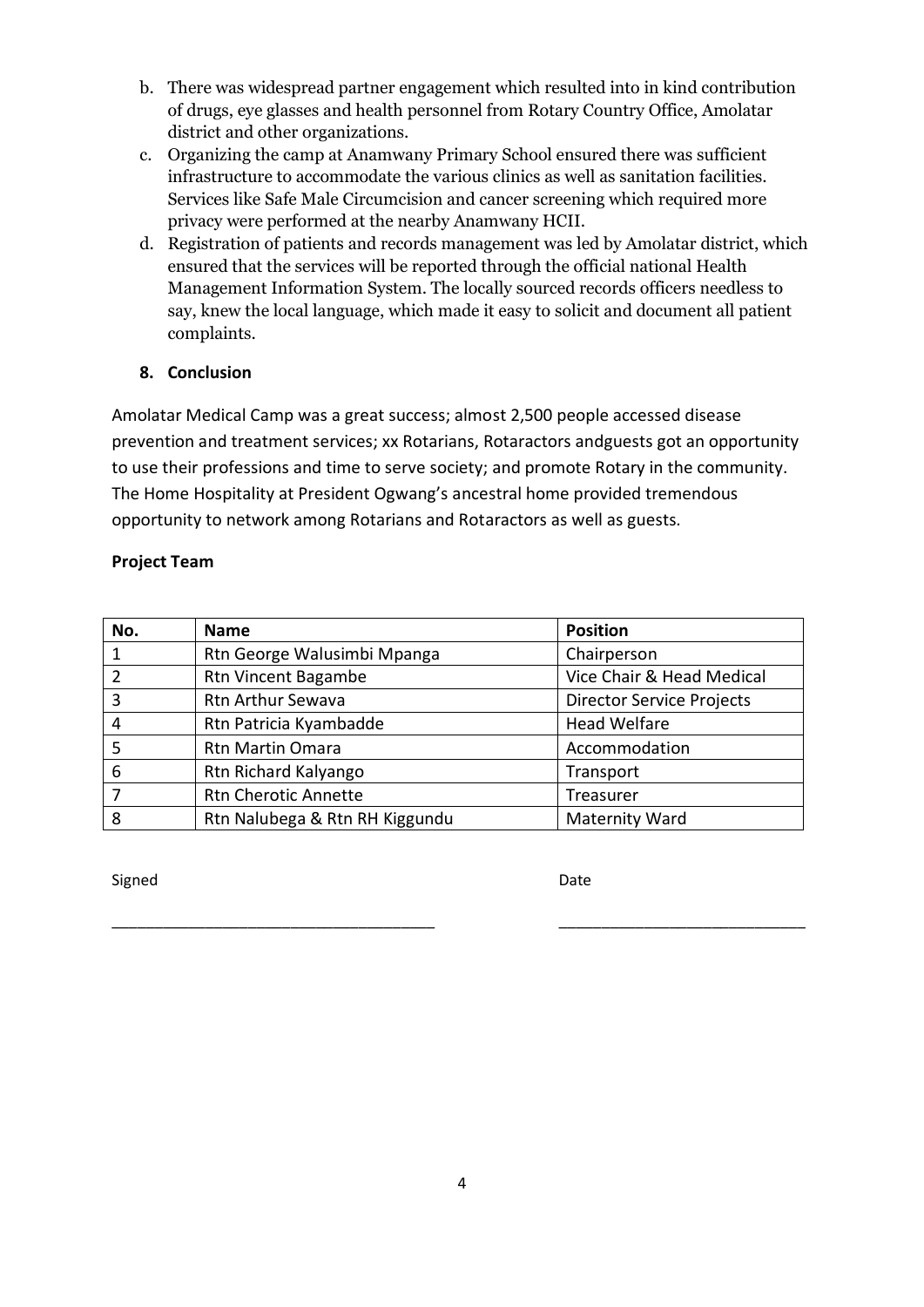b. There was widespread partner engagement which resulted into in kind contribution of drugs, eye glasses and health personnel from Rotary Country Office, Amolatar district and other organizations.
c. Organizing the camp at Anamwany Primary School ensured there was sufficient infrastructure to accommodate the various clinics as well as sanitation facilities. Services like Safe Male Circumcision and cancer screening which required more privacy were performed at the nearby Anamwany HCII.
d. Registration of patients and records management was led by Amolatar district, which ensured that the services will be reported through the official national Health Management Information System. The locally sourced records officers needless to say, knew the local language, which made it easy to solicit and document all patient complaints.

**8. Conclusion**

Amolatar Medical Camp was a great success; almost 2,500 people accessed disease prevention and treatment services; xx Rotarians, Rotaractors andguests got an opportunity to use their professions and time to serve society; and promote Rotary in the community. The Home Hospitality at President Ogwang's ancestral home provided tremendous opportunity to network among Rotarians and Rotaractors as well as guests.

**Project Team**

| No. | Name | Position |
|---|---|---|
| 1 | Rtn George Walusimbi Mpanga | Chairperson |
| 2 | Rtn Vincent Bagambe | Vice Chair & Head Medical |
| 3 | Rtn Arthur Sewava | Director Service Projects |
| 4 | Rtn Patricia Kyambadde | Head Welfare |
| 5 | Rtn Martin Omara | Accommodation |
| 6 | Rtn Richard Kalyango | Transport |
| 7 | Rtn Cherotic Annette | Treasurer |
| 8 | Rtn Nalubega & Rtn RH Kiggundu | Maternity Ward |

Signed _______________________________ Date ___________________________